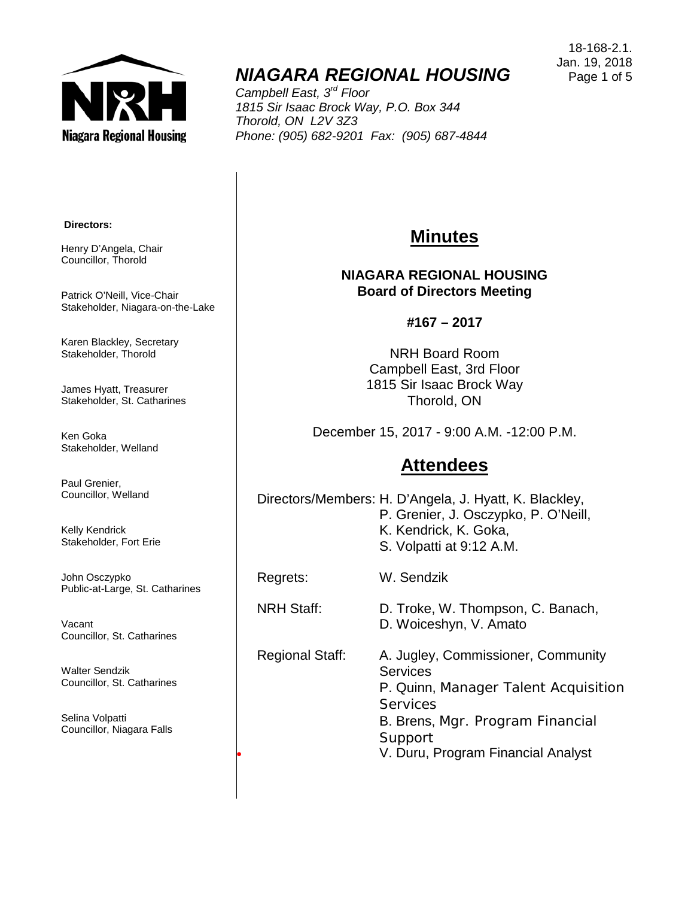# NIAGARA REGIONAL HOUSING

*Campbell East, 3rd Floor*
*1815 Sir Isaac Brock Way, P.O. Box 344*
*Thorold, ON L2V 3Z3*
*Phone: (905) 682-9201 Fax: (905) 687-4844*

18-168-2.1.
Jan. 19, 2018

**Directors:**

Henry D'Angela, Chair
Councillor, Thorold

Patrick O'Neill, Vice-Chair
Stakeholder, Niagara-on-the-Lake

Karen Blackley, Secretary
Stakeholder, Thorold

James Hyatt, Treasurer
Stakeholder, St. Catharines

Ken Goka
Stakeholder, Welland

Paul Grenier,
Councillor, Welland

Kelly Kendrick
Stakeholder, Fort Erie

John Osczypko
Public-at-Large, St. Catharines

Vacant
Councillor, St. Catharines

Walter Sendzik
Councillor, St. Catharines

Selina Volpatti
Councillor, Niagara Falls

## Minutes

**NIAGARA REGIONAL HOUSING**
**Board of Directors Meeting**

**#167 – 2017**

NRH Board Room
Campbell East, 3rd Floor
1815 Sir Isaac Brock Way
Thorold, ON

December 15, 2017 - 9:00 A.M. -12:00 P.M.

## Attendees

Directors/Members: H. D'Angela, J. Hyatt, K. Blackley, P. Grenier, J. Osczypko, P. O'Neill, K. Kendrick, K. Goka, S. Volpatti at 9:12 A.M.

Regrets: W. Sendzik

NRH Staff: D. Troke, W. Thompson, C. Banach, D. Woiceshyn, V. Amato

Regional Staff: A. Jugley, Commissioner, Community Services
P. Quinn, Manager Talent Acquisition Services
B. Brens, Mgr. Program Financial Support
V. Duru, Program Financial Analyst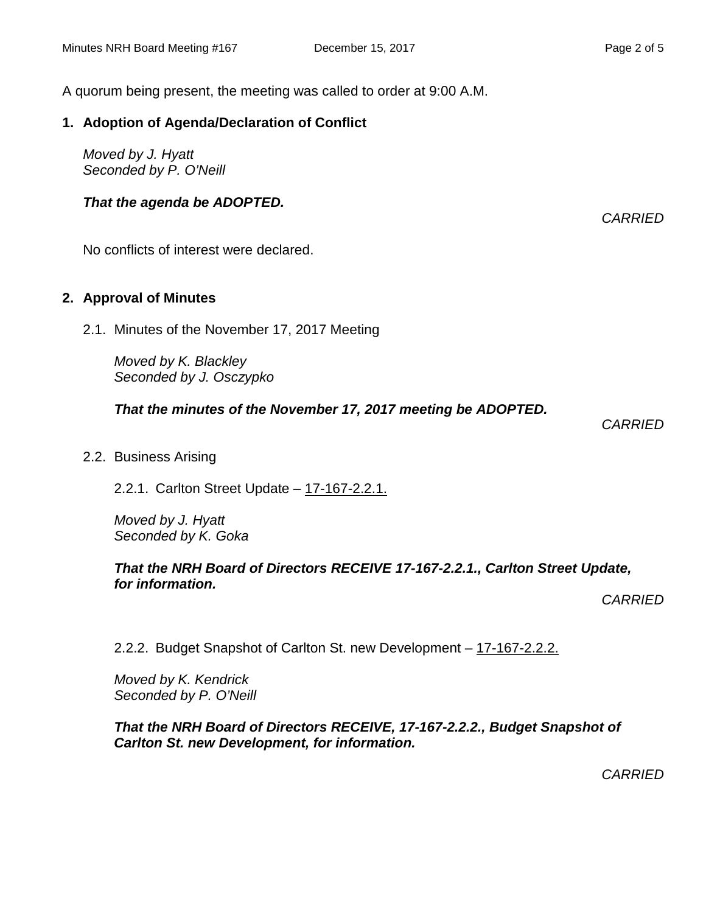A quorum being present, the meeting was called to order at 9:00 A.M.

## 1. Adoption of Agenda/Declaration of Conflict

*Moved by J. Hyatt*
*Seconded by P. O'Neill*

***That the agenda be ADOPTED.***

*CARRIED*

No conflicts of interest were declared.

## 2. Approval of Minutes

2.1. Minutes of the November 17, 2017 Meeting

*Moved by K. Blackley*
*Seconded by J. Osczypko*

***That the minutes of the November 17, 2017 meeting be ADOPTED.***

*CARRIED*

2.2. Business Arising

2.2.1. Carlton Street Update – 17-167-2.2.1.

*Moved by J. Hyatt*
*Seconded by K. Goka*

***That the NRH Board of Directors RECEIVE 17-167-2.2.1., Carlton Street Update, for information.***

*CARRIED*

2.2.2. Budget Snapshot of Carlton St. new Development – 17-167-2.2.2.

*Moved by K. Kendrick*
*Seconded by P. O'Neill*

***That the NRH Board of Directors RECEIVE, 17-167-2.2.2., Budget Snapshot of Carlton St. new Development, for information.***

*CARRIED*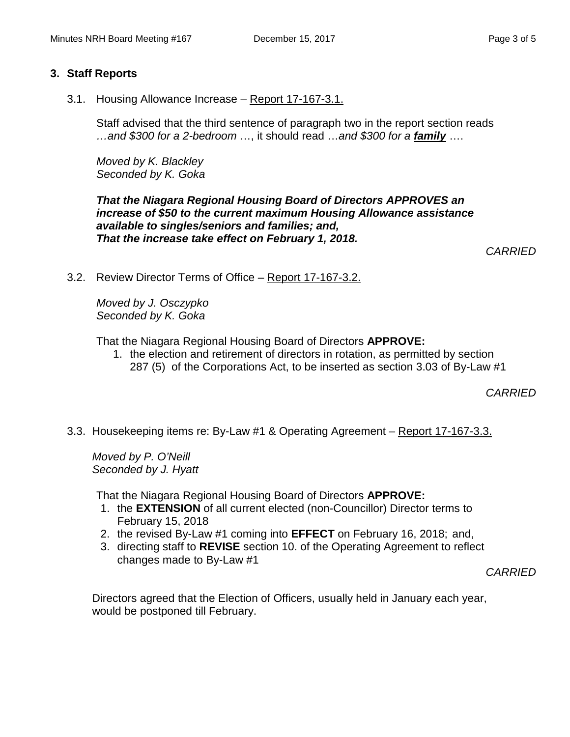## 3. Staff Reports

3.1. Housing Allowance Increase – Report 17-167-3.1.

Staff advised that the third sentence of paragraph two in the report section reads *…and $300 for a 2-bedroom* …, it should read …*and $300 for a **family*** ….

*Moved by K. Blackley*
*Seconded by K. Goka*

***That the Niagara Regional Housing Board of Directors APPROVES an increase of $50 to the current maximum Housing Allowance assistance available to singles/seniors and families; and,***
***That the increase take effect on February 1, 2018.***

*CARRIED*

3.2. Review Director Terms of Office – Report 17-167-3.2.

*Moved by J. Osczypko*
*Seconded by K. Goka*

That the Niagara Regional Housing Board of Directors **APPROVE:**

1. the election and retirement of directors in rotation, as permitted by section 287 (5) of the Corporations Act, to be inserted as section 3.03 of By-Law #1

*CARRIED*

3.3. Housekeeping items re: By-Law #1 & Operating Agreement – Report 17-167-3.3.

*Moved by P. O'Neill*
*Seconded by J. Hyatt*

That the Niagara Regional Housing Board of Directors **APPROVE:**

1. the **EXTENSION** of all current elected (non-Councillor) Director terms to February 15, 2018
2. the revised By-Law #1 coming into **EFFECT** on February 16, 2018; and,
3. directing staff to **REVISE** section 10. of the Operating Agreement to reflect changes made to By-Law #1

*CARRIED*

Directors agreed that the Election of Officers, usually held in January each year, would be postponed till February.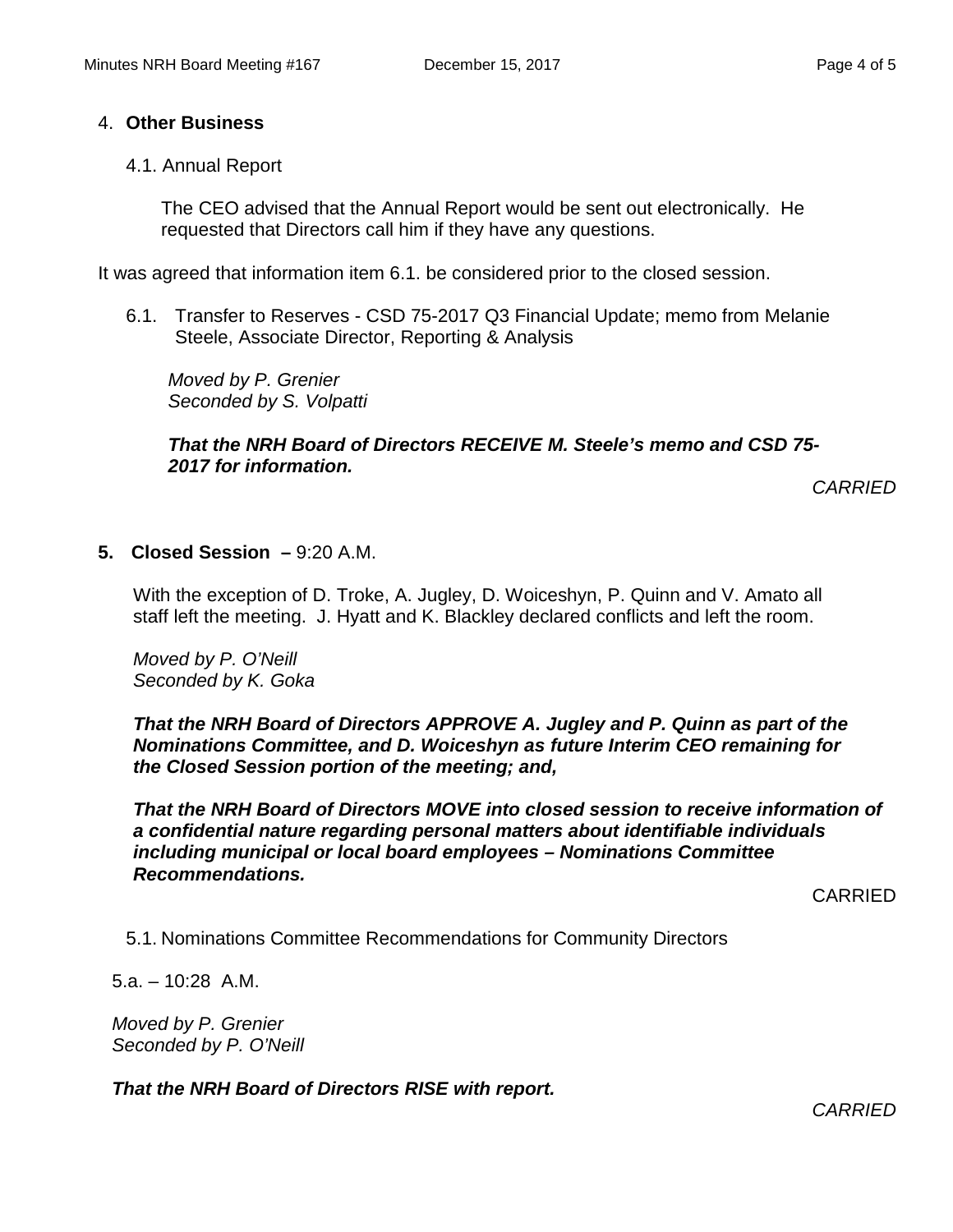## 4. **Other Business**

4.1. Annual Report

The CEO advised that the Annual Report would be sent out electronically. He requested that Directors call him if they have any questions.

It was agreed that information item 6.1. be considered prior to the closed session.

6.1. Transfer to Reserves - CSD 75-2017 Q3 Financial Update; memo from Melanie Steele, Associate Director, Reporting & Analysis

*Moved by P. Grenier*
*Seconded by S. Volpatti*

***That the NRH Board of Directors RECEIVE M. Steele's memo and CSD 75-2017 for information.***

*CARRIED*

## **5. Closed Session –** 9:20 A.M.

With the exception of D. Troke, A. Jugley, D. Woiceshyn, P. Quinn and V. Amato all staff left the meeting. J. Hyatt and K. Blackley declared conflicts and left the room.

*Moved by P. O'Neill*
*Seconded by K. Goka*

***That the NRH Board of Directors APPROVE A. Jugley and P. Quinn as part of the Nominations Committee, and D. Woiceshyn as future Interim CEO remaining for the Closed Session portion of the meeting; and,***

***That the NRH Board of Directors MOVE into closed session to receive information of a confidential nature regarding personal matters about identifiable individuals including municipal or local board employees – Nominations Committee Recommendations.***

CARRIED

5.1. Nominations Committee Recommendations for Community Directors

5.a. – 10:28 A.M.

*Moved by P. Grenier*
*Seconded by P. O'Neill*

***That the NRH Board of Directors RISE with report.***

*CARRIED*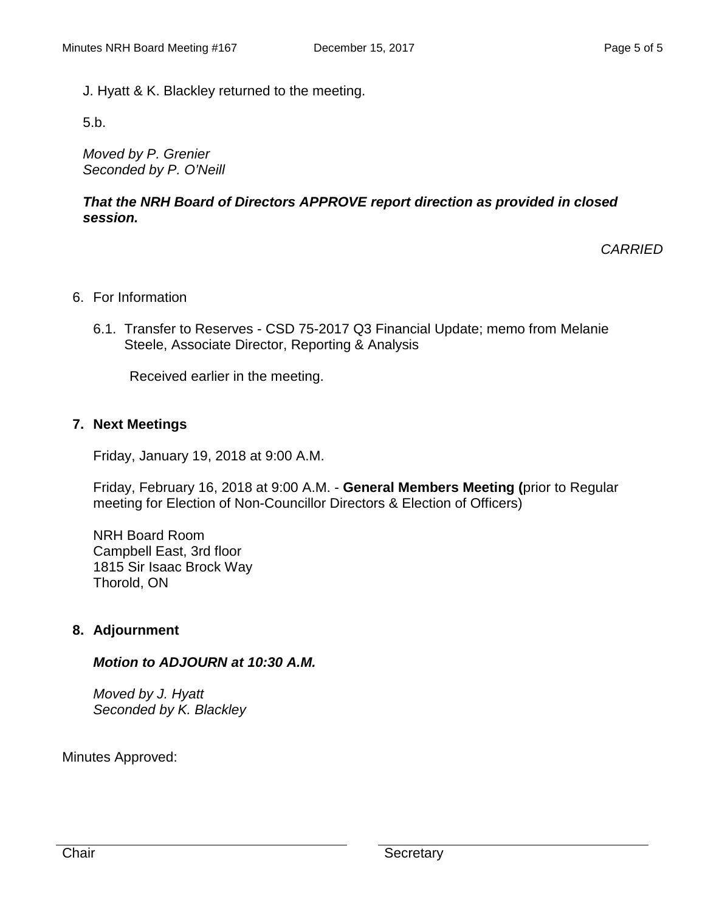J. Hyatt & K. Blackley returned to the meeting.

5.b.

*Moved by P. Grenier*
*Seconded by P. O'Neill*

***That the NRH Board of Directors APPROVE report direction as provided in closed session.***

*CARRIED*

6. For Information

   6.1. Transfer to Reserves - CSD 75-2017 Q3 Financial Update; memo from Melanie Steele, Associate Director, Reporting & Analysis

   Received earlier in the meeting.

## 7. Next Meetings

Friday, January 19, 2018 at 9:00 A.M.

Friday, February 16, 2018 at 9:00 A.M. - **General Members Meeting (**prior to Regular meeting for Election of Non-Councillor Directors & Election of Officers)

NRH Board Room
Campbell East, 3rd floor
1815 Sir Isaac Brock Way
Thorold, ON

## 8. Adjournment

***Motion to ADJOURN at 10:30 A.M.***

*Moved by J. Hyatt*
*Seconded by K. Blackley*

Minutes Approved:

| | |
|---|---|
| Chair | Secretary |